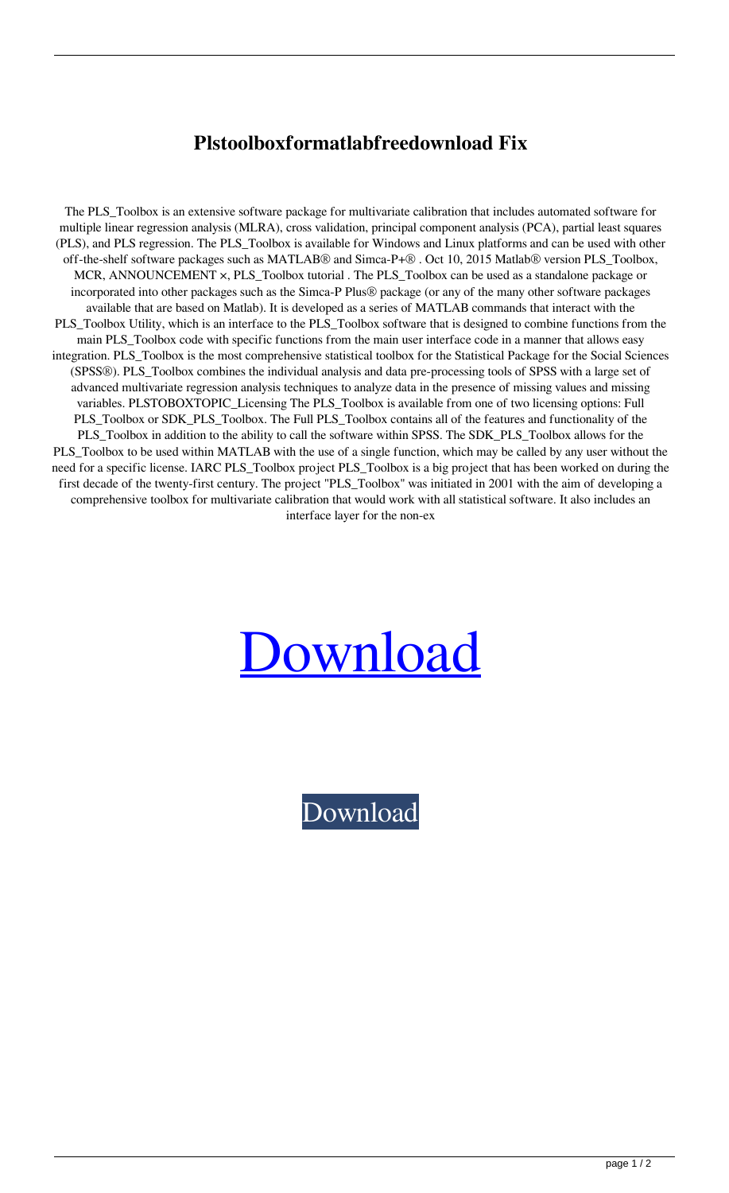# Plstoolboxformatlabfreedownload Fix

The PLS_Toolbox is an extensive software package for multivariate calibration that includes automated software for multiple linear regression analysis (MLRA), cross validation, principal component analysis (PCA), partial least squares (PLS), and PLS regression. The PLS_Toolbox is available for Windows and Linux platforms and can be used with other off-the-shelf software packages such as MATLAB® and Simca-P+® . Oct 10, 2015 Matlab® version PLS_Toolbox, MCR, ANNOUNCEMENT ×, PLS_Toolbox tutorial . The PLS_Toolbox can be used as a standalone package or incorporated into other packages such as the Simca-P Plus® package (or any of the many other software packages available that are based on Matlab). It is developed as a series of MATLAB commands that interact with the PLS_Toolbox Utility, which is an interface to the PLS_Toolbox software that is designed to combine functions from the main PLS_Toolbox code with specific functions from the main user interface code in a manner that allows easy integration. PLS_Toolbox is the most comprehensive statistical toolbox for the Statistical Package for the Social Sciences (SPSS®). PLS_Toolbox combines the individual analysis and data pre-processing tools of SPSS with a large set of advanced multivariate regression analysis techniques to analyze data in the presence of missing values and missing variables. PLSTOBOXTOPIC_Licensing The PLS_Toolbox is available from one of two licensing options: Full PLS_Toolbox or SDK_PLS_Toolbox. The Full PLS_Toolbox contains all of the features and functionality of the PLS_Toolbox in addition to the ability to call the software within SPSS. The SDK_PLS_Toolbox allows for the PLS_Toolbox to be used within MATLAB with the use of a single function, which may be called by any user without the need for a specific license. IARC PLS_Toolbox project PLS_Toolbox is a big project that has been worked on during the first decade of the twenty-first century. The project "PLS_Toolbox" was initiated in 2001 with the aim of developing a comprehensive toolbox for multivariate calibration that would work with all statistical software. It also includes an interface layer for the non-ex

Download

Download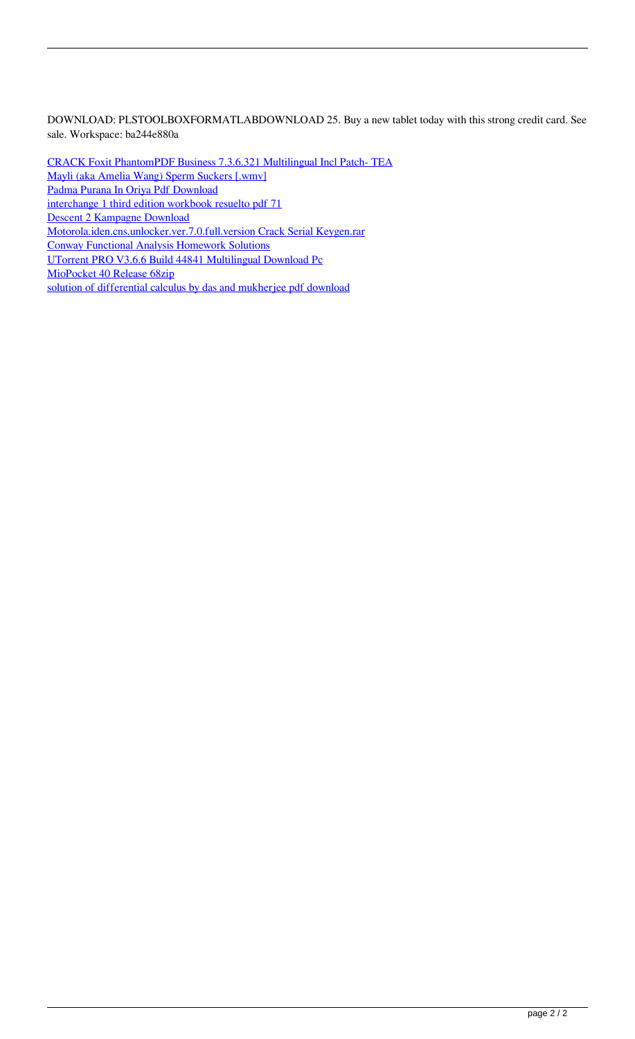DOWNLOAD: PLSTOOLBOXFORMATLABDOWNLOAD 25. Buy a new tablet today with this strong credit card. See sale. Workspace: ba244e880a

[CRACK Foxit PhantomPDF Business 7.3.6.321 Multilingual Incl Patch- TEA]
[Mayli (aka Amelia Wang) Sperm Suckers [.wmv]]
[Padma Purana In Oriya Pdf Download]
[interchange 1 third edition workbook resuelto pdf 71]
[Descent 2 Kampagne Download]
[Motorola.iden.cns.unlocker.ver.7.0.full.version Crack Serial Keygen.rar]
[Conway Functional Analysis Homework Solutions]
[UTorrent PRO V3.6.6 Build 44841 Multilingual Download Pc]
[MioPocket 40 Release 68zip]
[solution of differential calculus by das and mukherjee pdf download]